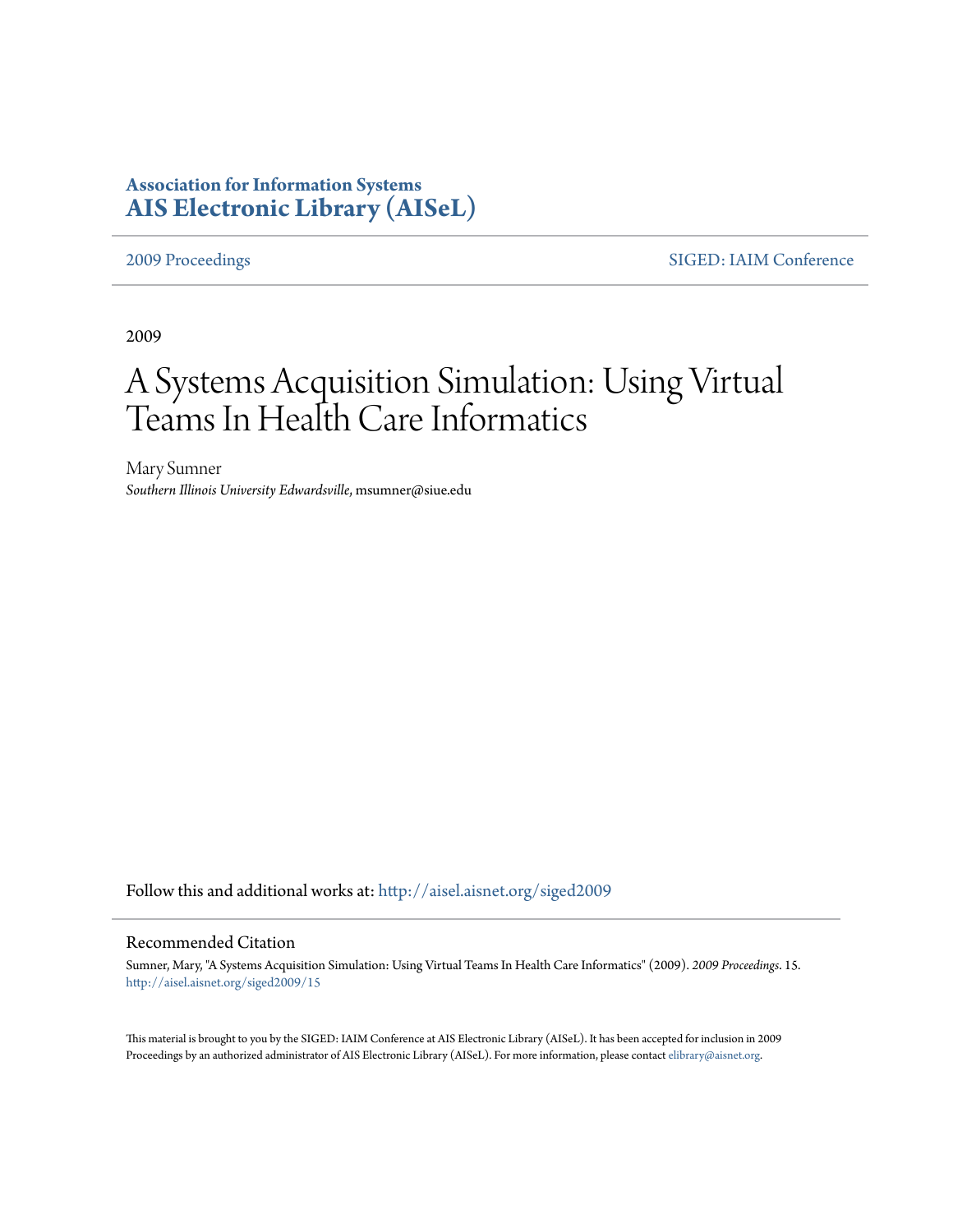**Association for Information Systems**
**AIS Electronic Library (AISeL)**

2009 Proceedings | SIGED: IAIM Conference

2009

# A Systems Acquisition Simulation: Using Virtual Teams In Health Care Informatics

Mary Sumner
*Southern Illinois University Edwardsville*, msumner@siue.edu

Follow this and additional works at: http://aisel.aisnet.org/siged2009

## Recommended Citation

Sumner, Mary, "A Systems Acquisition Simulation: Using Virtual Teams In Health Care Informatics" (2009). *2009 Proceedings*. 15.
http://aisel.aisnet.org/siged2009/15

This material is brought to you by the SIGED: IAIM Conference at AIS Electronic Library (AISeL). It has been accepted for inclusion in 2009 Proceedings by an authorized administrator of AIS Electronic Library (AISeL). For more information, please contact elibrary@aisnet.org.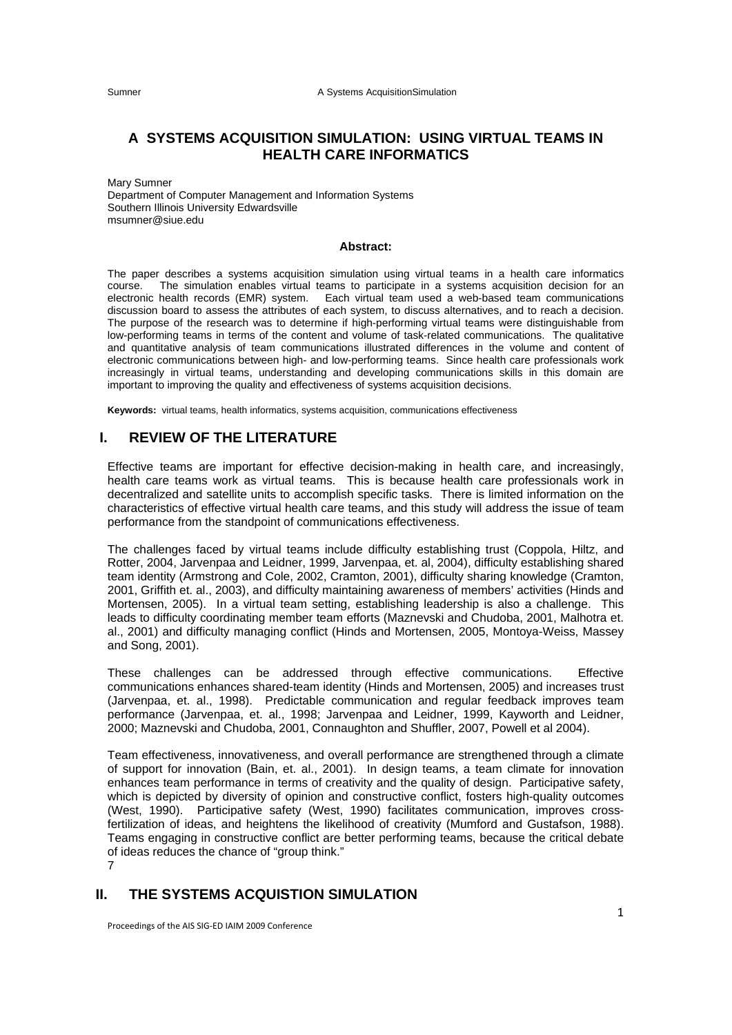# A SYSTEMS ACQUISITION SIMULATION: USING VIRTUAL TEAMS IN HEALTH CARE INFORMATICS

Mary Sumner
Department of Computer Management and Information Systems
Southern Illinois University Edwardsville
msumner@siue.edu

**Abstract:**

The paper describes a systems acquisition simulation using virtual teams in a health care informatics course. The simulation enables virtual teams to participate in a systems acquisition decision for an electronic health records (EMR) system. Each virtual team used a web-based team communications discussion board to assess the attributes of each system, to discuss alternatives, and to reach a decision. The purpose of the research was to determine if high-performing virtual teams were distinguishable from low-performing teams in terms of the content and volume of task-related communications. The qualitative and quantitative analysis of team communications illustrated differences in the volume and content of electronic communications between high- and low-performing teams. Since health care professionals work increasingly in virtual teams, understanding and developing communications skills in this domain are important to improving the quality and effectiveness of systems acquisition decisions.

**Keywords:** virtual teams, health informatics, systems acquisition, communications effectiveness

## I. REVIEW OF THE LITERATURE

Effective teams are important for effective decision-making in health care, and increasingly, health care teams work as virtual teams. This is because health care professionals work in decentralized and satellite units to accomplish specific tasks. There is limited information on the characteristics of effective virtual health care teams, and this study will address the issue of team performance from the standpoint of communications effectiveness.

The challenges faced by virtual teams include difficulty establishing trust (Coppola, Hiltz, and Rotter, 2004, Jarvenpaa and Leidner, 1999, Jarvenpaa, et. al, 2004), difficulty establishing shared team identity (Armstrong and Cole, 2002, Cramton, 2001), difficulty sharing knowledge (Cramton, 2001, Griffith et. al., 2003), and difficulty maintaining awareness of members' activities (Hinds and Mortensen, 2005). In a virtual team setting, establishing leadership is also a challenge. This leads to difficulty coordinating member team efforts (Maznevski and Chudoba, 2001, Malhotra et. al., 2001) and difficulty managing conflict (Hinds and Mortensen, 2005, Montoya-Weiss, Massey and Song, 2001).

These challenges can be addressed through effective communications. Effective communications enhances shared-team identity (Hinds and Mortensen, 2005) and increases trust (Jarvenpaa, et. al., 1998). Predictable communication and regular feedback improves team performance (Jarvenpaa, et. al., 1998; Jarvenpaa and Leidner, 1999, Kayworth and Leidner, 2000; Maznevski and Chudoba, 2001, Connaughton and Shuffler, 2007, Powell et al 2004).

Team effectiveness, innovativeness, and overall performance are strengthened through a climate of support for innovation (Bain, et. al., 2001). In design teams, a team climate for innovation enhances team performance in terms of creativity and the quality of design. Participative safety, which is depicted by diversity of opinion and constructive conflict, fosters high-quality outcomes (West, 1990). Participative safety (West, 1990) facilitates communication, improves cross-fertilization of ideas, and heightens the likelihood of creativity (Mumford and Gustafson, 1988). Teams engaging in constructive conflict are better performing teams, because the critical debate of ideas reduces the chance of "group think."
7

## II. THE SYSTEMS ACQUISTION SIMULATION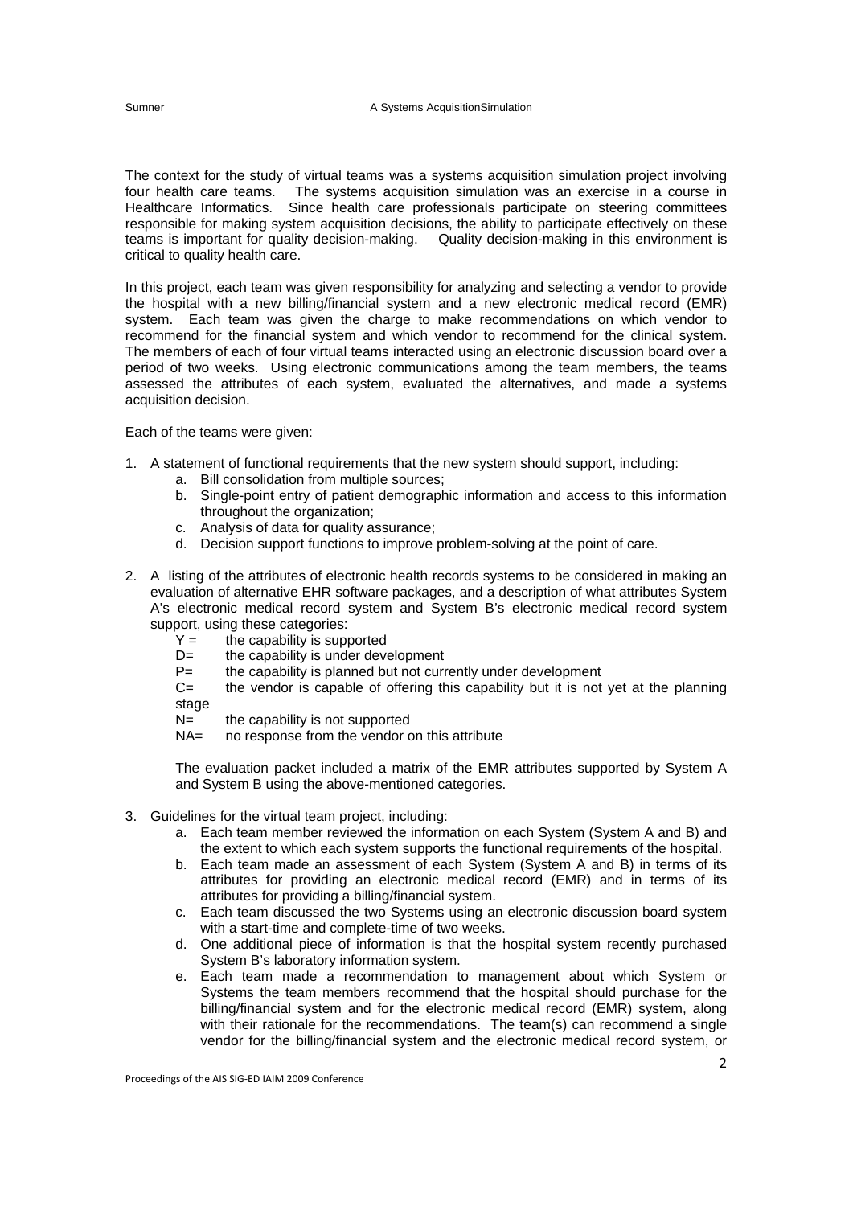The context for the study of virtual teams was a systems acquisition simulation project involving four health care teams. The systems acquisition simulation was an exercise in a course in Healthcare Informatics. Since health care professionals participate on steering committees responsible for making system acquisition decisions, the ability to participate effectively on these teams is important for quality decision-making. Quality decision-making in this environment is critical to quality health care.

In this project, each team was given responsibility for analyzing and selecting a vendor to provide the hospital with a new billing/financial system and a new electronic medical record (EMR) system. Each team was given the charge to make recommendations on which vendor to recommend for the financial system and which vendor to recommend for the clinical system. The members of each of four virtual teams interacted using an electronic discussion board over a period of two weeks. Using electronic communications among the team members, the teams assessed the attributes of each system, evaluated the alternatives, and made a systems acquisition decision.

Each of the teams were given:

1. A statement of functional requirements that the new system should support, including:
   a. Bill consolidation from multiple sources;
   b. Single-point entry of patient demographic information and access to this information throughout the organization;
   c. Analysis of data for quality assurance;
   d. Decision support functions to improve problem-solving at the point of care.

2. A listing of the attributes of electronic health records systems to be considered in making an evaluation of alternative EHR software packages, and a description of what attributes System A's electronic medical record system and System B's electronic medical record system support, using these categories:
   Y = the capability is supported
   D= the capability is under development
   P= the capability is planned but not currently under development
   C= the vendor is capable of offering this capability but it is not yet at the planning stage
   N= the capability is not supported
   NA= no response from the vendor on this attribute

   The evaluation packet included a matrix of the EMR attributes supported by System A and System B using the above-mentioned categories.

3. Guidelines for the virtual team project, including:
   a. Each team member reviewed the information on each System (System A and B) and the extent to which each system supports the functional requirements of the hospital.
   b. Each team made an assessment of each System (System A and B) in terms of its attributes for providing an electronic medical record (EMR) and in terms of its attributes for providing a billing/financial system.
   c. Each team discussed the two Systems using an electronic discussion board system with a start-time and complete-time of two weeks.
   d. One additional piece of information is that the hospital system recently purchased System B's laboratory information system.
   e. Each team made a recommendation to management about which System or Systems the team members recommend that the hospital should purchase for the billing/financial system and for the electronic medical record (EMR) system, along with their rationale for the recommendations. The team(s) can recommend a single vendor for the billing/financial system and the electronic medical record system, or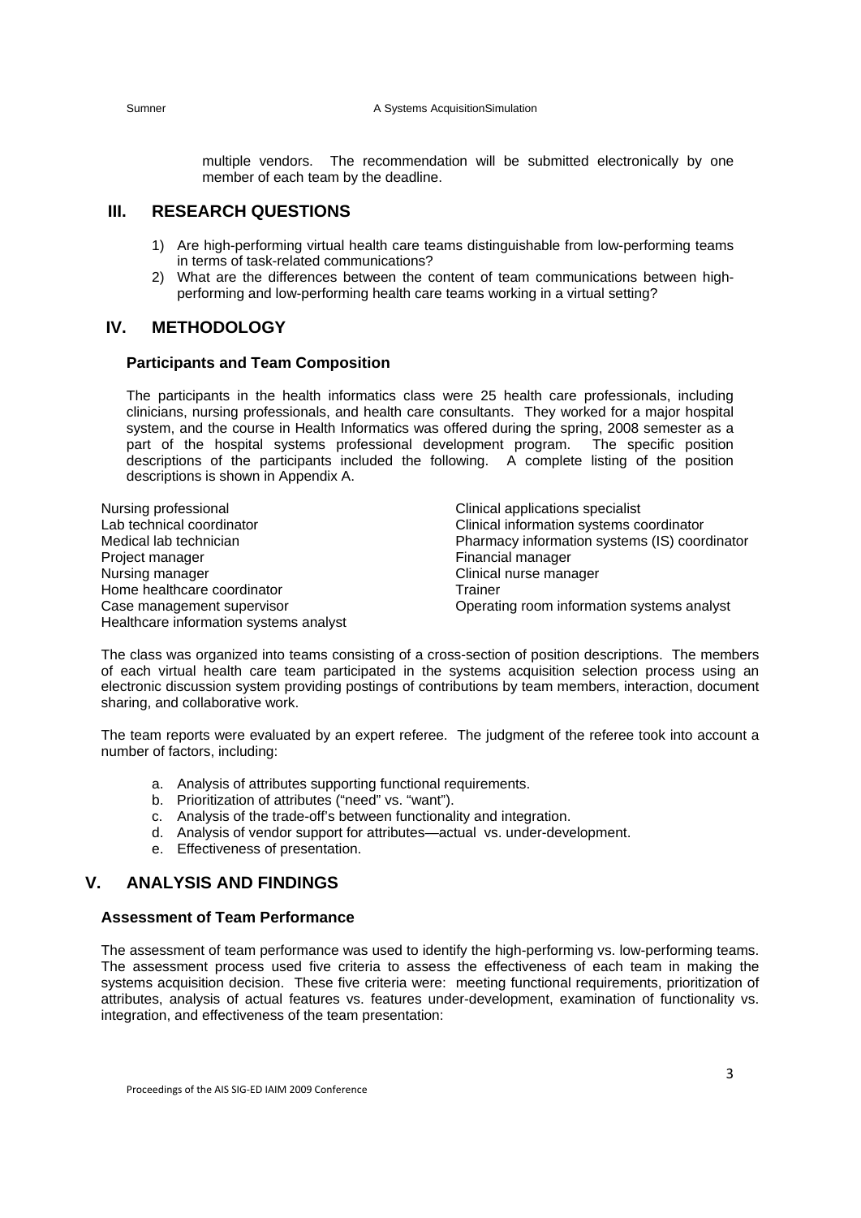multiple vendors. The recommendation will be submitted electronically by one member of each team by the deadline.

## III. RESEARCH QUESTIONS

1) Are high-performing virtual health care teams distinguishable from low-performing teams in terms of task-related communications?
2) What are the differences between the content of team communications between high-performing and low-performing health care teams working in a virtual setting?

## IV. METHODOLOGY

### Participants and Team Composition

The participants in the health informatics class were 25 health care professionals, including clinicians, nursing professionals, and health care consultants. They worked for a major hospital system, and the course in Health Informatics was offered during the spring, 2008 semester as a part of the hospital systems professional development program. The specific position descriptions of the participants included the following. A complete listing of the position descriptions is shown in Appendix A.

- Nursing professional
- Lab technical coordinator
- Medical lab technician
- Project manager
- Nursing manager
- Home healthcare coordinator
- Case management supervisor
- Healthcare information systems analyst
- Clinical applications specialist
- Clinical information systems coordinator
- Pharmacy information systems (IS) coordinator
- Financial manager
- Clinical nurse manager
- Trainer
- Operating room information systems analyst

The class was organized into teams consisting of a cross-section of position descriptions. The members of each virtual health care team participated in the systems acquisition selection process using an electronic discussion system providing postings of contributions by team members, interaction, document sharing, and collaborative work.

The team reports were evaluated by an expert referee. The judgment of the referee took into account a number of factors, including:

a. Analysis of attributes supporting functional requirements.
b. Prioritization of attributes ("need" vs. "want").
c. Analysis of the trade-off's between functionality and integration.
d. Analysis of vendor support for attributes—actual vs. under-development.
e. Effectiveness of presentation.

## V. ANALYSIS AND FINDINGS

### Assessment of Team Performance

The assessment of team performance was used to identify the high-performing vs. low-performing teams. The assessment process used five criteria to assess the effectiveness of each team in making the systems acquisition decision. These five criteria were: meeting functional requirements, prioritization of attributes, analysis of actual features vs. features under-development, examination of functionality vs. integration, and effectiveness of the team presentation: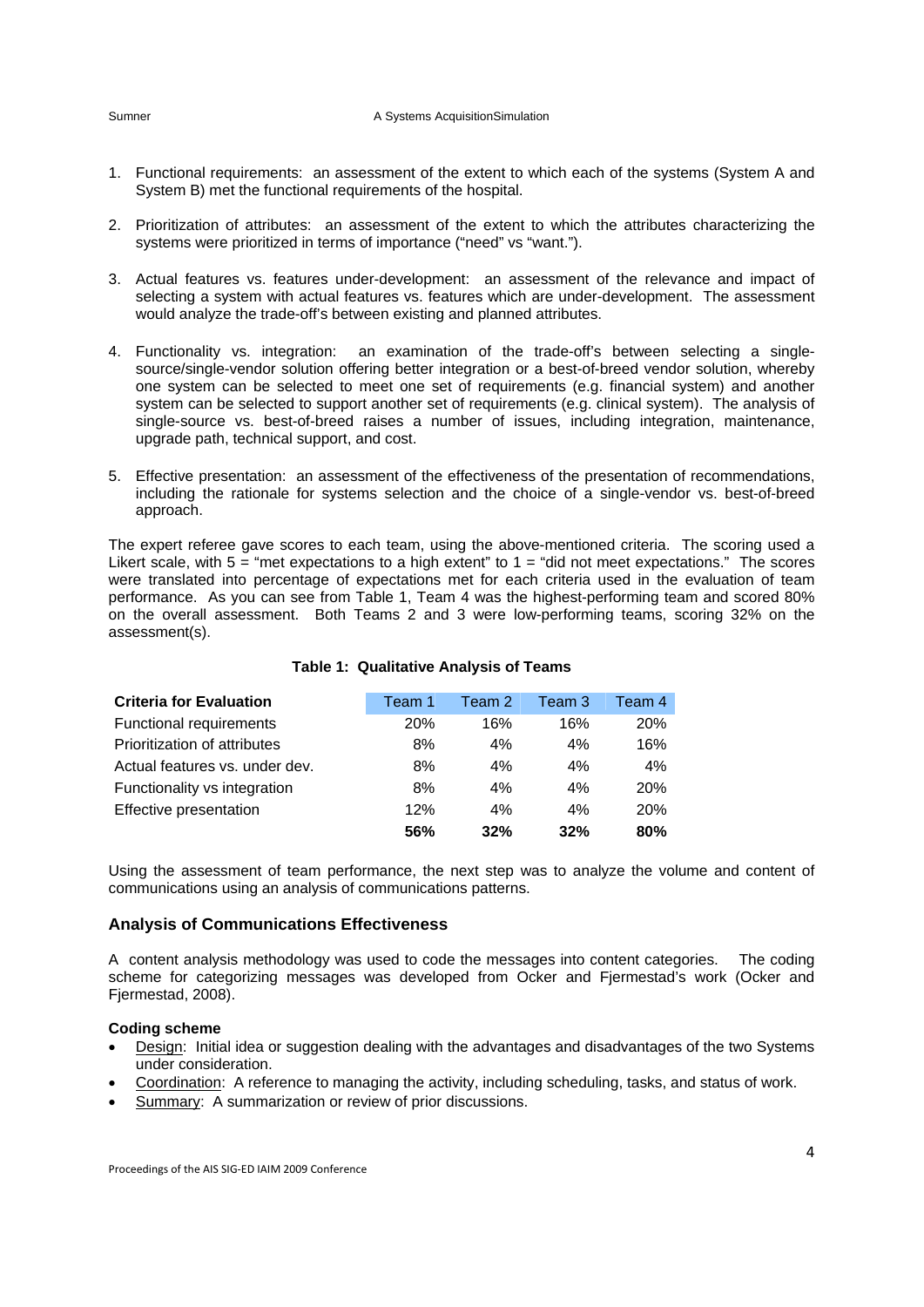1. Functional requirements: an assessment of the extent to which each of the systems (System A and System B) met the functional requirements of the hospital.

2. Prioritization of attributes: an assessment of the extent to which the attributes characterizing the systems were prioritized in terms of importance ("need" vs "want.").

3. Actual features vs. features under-development: an assessment of the relevance and impact of selecting a system with actual features vs. features which are under-development. The assessment would analyze the trade-off's between existing and planned attributes.

4. Functionality vs. integration: an examination of the trade-off's between selecting a single-source/single-vendor solution offering better integration or a best-of-breed vendor solution, whereby one system can be selected to meet one set of requirements (e.g. financial system) and another system can be selected to support another set of requirements (e.g. clinical system). The analysis of single-source vs. best-of-breed raises a number of issues, including integration, maintenance, upgrade path, technical support, and cost.

5. Effective presentation: an assessment of the effectiveness of the presentation of recommendations, including the rationale for systems selection and the choice of a single-vendor vs. best-of-breed approach.

The expert referee gave scores to each team, using the above-mentioned criteria. The scoring used a Likert scale, with 5 = "met expectations to a high extent" to 1 = "did not meet expectations." The scores were translated into percentage of expectations met for each criteria used in the evaluation of team performance. As you can see from Table 1, Team 4 was the highest-performing team and scored 80% on the overall assessment. Both Teams 2 and 3 were low-performing teams, scoring 32% on the assessment(s).

**Table 1: Qualitative Analysis of Teams**

| Criteria for Evaluation | Team 1 | Team 2 | Team 3 | Team 4 |
|---|---|---|---|---|
| Functional requirements | 20% | 16% | 16% | 20% |
| Prioritization of attributes | 8% | 4% | 4% | 16% |
| Actual features vs. under dev. | 8% | 4% | 4% | 4% |
| Functionality vs integration | 8% | 4% | 4% | 20% |
| Effective presentation | 12% | 4% | 4% | 20% |
| | **56%** | **32%** | **32%** | **80%** |

Using the assessment of team performance, the next step was to analyze the volume and content of communications using an analysis of communications patterns.

### Analysis of Communications Effectiveness

A content analysis methodology was used to code the messages into content categories. The coding scheme for categorizing messages was developed from Ocker and Fjermestad's work (Ocker and Fjermestad, 2008).

**Coding scheme**

- Design: Initial idea or suggestion dealing with the advantages and disadvantages of the two Systems under consideration.
- Coordination: A reference to managing the activity, including scheduling, tasks, and status of work.
- Summary: A summarization or review of prior discussions.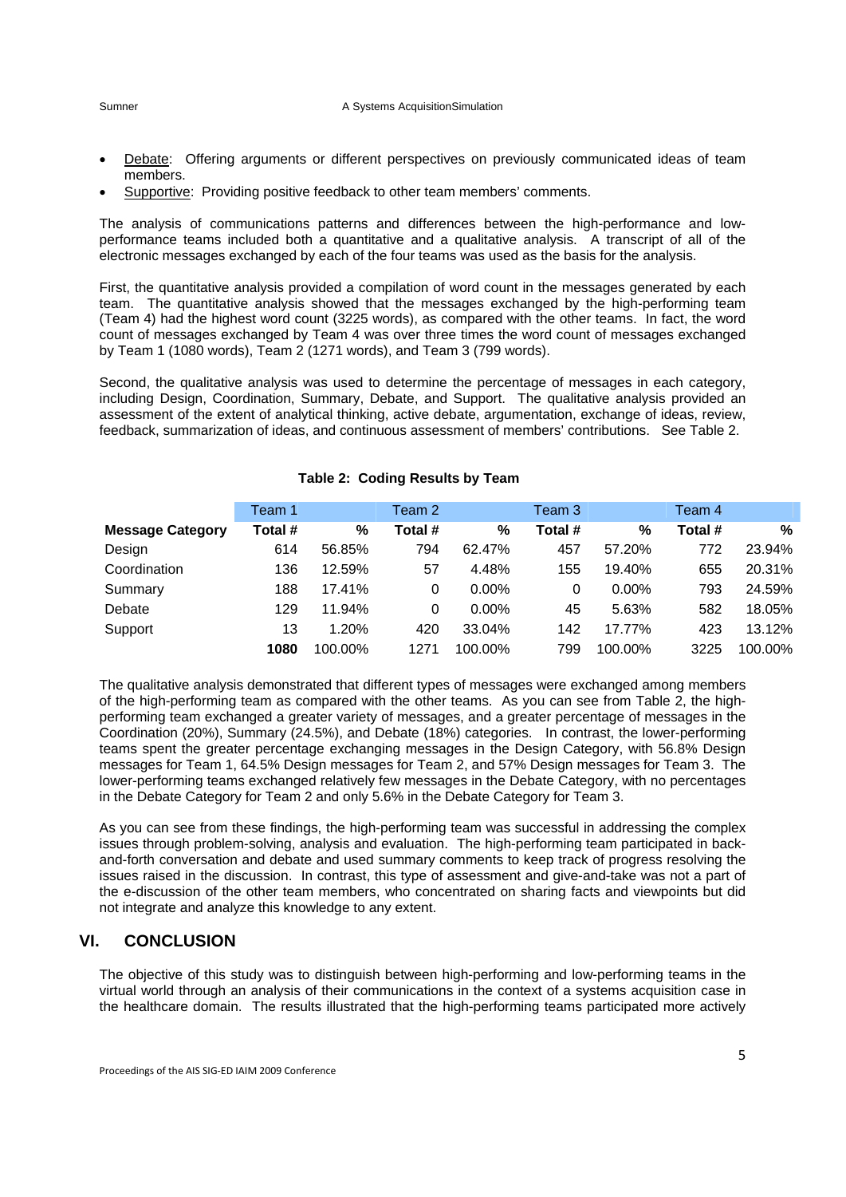- Debate: Offering arguments or different perspectives on previously communicated ideas of team members.
- Supportive: Providing positive feedback to other team members' comments.

The analysis of communications patterns and differences between the high-performance and low-performance teams included both a quantitative and a qualitative analysis. A transcript of all of the electronic messages exchanged by each of the four teams was used as the basis for the analysis.

First, the quantitative analysis provided a compilation of word count in the messages generated by each team. The quantitative analysis showed that the messages exchanged by the high-performing team (Team 4) had the highest word count (3225 words), as compared with the other teams. In fact, the word count of messages exchanged by Team 4 was over three times the word count of messages exchanged by Team 1 (1080 words), Team 2 (1271 words), and Team 3 (799 words).

Second, the qualitative analysis was used to determine the percentage of messages in each category, including Design, Coordination, Summary, Debate, and Support. The qualitative analysis provided an assessment of the extent of analytical thinking, active debate, argumentation, exchange of ideas, review, feedback, summarization of ideas, and continuous assessment of members' contributions. See Table 2.

**Table 2: Coding Results by Team**

| | Team 1 | | Team 2 | | Team 3 | | Team 4 | |
|---|---|---|---|---|---|---|---|---|
| **Message Category** | **Total #** | **%** | **Total #** | **%** | **Total #** | **%** | **Total #** | **%** |
| Design | 614 | 56.85% | 794 | 62.47% | 457 | 57.20% | 772 | 23.94% |
| Coordination | 136 | 12.59% | 57 | 4.48% | 155 | 19.40% | 655 | 20.31% |
| Summary | 188 | 17.41% | 0 | 0.00% | 0 | 0.00% | 793 | 24.59% |
| Debate | 129 | 11.94% | 0 | 0.00% | 45 | 5.63% | 582 | 18.05% |
| Support | 13 | 1.20% | 420 | 33.04% | 142 | 17.77% | 423 | 13.12% |
| | **1080** | 100.00% | 1271 | 100.00% | 799 | 100.00% | 3225 | 100.00% |

The qualitative analysis demonstrated that different types of messages were exchanged among members of the high-performing team as compared with the other teams. As you can see from Table 2, the high-performing team exchanged a greater variety of messages, and a greater percentage of messages in the Coordination (20%), Summary (24.5%), and Debate (18%) categories. In contrast, the lower-performing teams spent the greater percentage exchanging messages in the Design Category, with 56.8% Design messages for Team 1, 64.5% Design messages for Team 2, and 57% Design messages for Team 3. The lower-performing teams exchanged relatively few messages in the Debate Category, with no percentages in the Debate Category for Team 2 and only 5.6% in the Debate Category for Team 3.

As you can see from these findings, the high-performing team was successful in addressing the complex issues through problem-solving, analysis and evaluation. The high-performing team participated in back-and-forth conversation and debate and used summary comments to keep track of progress resolving the issues raised in the discussion. In contrast, this type of assessment and give-and-take was not a part of the e-discussion of the other team members, who concentrated on sharing facts and viewpoints but did not integrate and analyze this knowledge to any extent.

## VI. CONCLUSION

The objective of this study was to distinguish between high-performing and low-performing teams in the virtual world through an analysis of their communications in the context of a systems acquisition case in the healthcare domain. The results illustrated that the high-performing teams participated more actively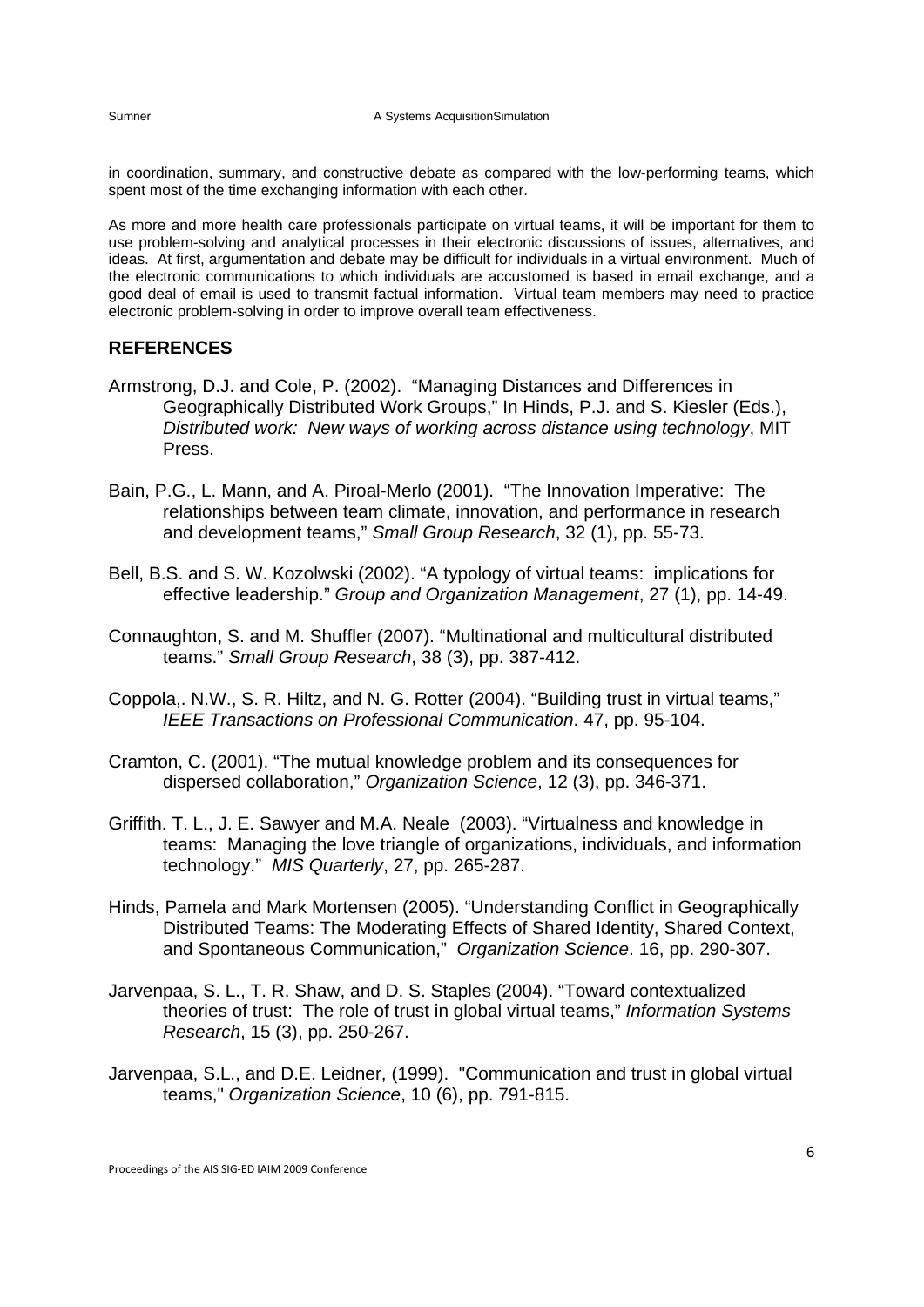in coordination, summary, and constructive debate as compared with the low-performing teams, which spent most of the time exchanging information with each other.

As more and more health care professionals participate on virtual teams, it will be important for them to use problem-solving and analytical processes in their electronic discussions of issues, alternatives, and ideas. At first, argumentation and debate may be difficult for individuals in a virtual environment. Much of the electronic communications to which individuals are accustomed is based in email exchange, and a good deal of email is used to transmit factual information. Virtual team members may need to practice electronic problem-solving in order to improve overall team effectiveness.

## REFERENCES

Armstrong, D.J. and Cole, P. (2002). "Managing Distances and Differences in Geographically Distributed Work Groups," In Hinds, P.J. and S. Kiesler (Eds.), *Distributed work: New ways of working across distance using technology*, MIT Press.

Bain, P.G., L. Mann, and A. Piroal-Merlo (2001). "The Innovation Imperative: The relationships between team climate, innovation, and performance in research and development teams," *Small Group Research*, 32 (1), pp. 55-73.

Bell, B.S. and S. W. Kozolwski (2002). "A typology of virtual teams: implications for effective leadership." *Group and Organization Management*, 27 (1), pp. 14-49.

Connaughton, S. and M. Shuffler (2007). "Multinational and multicultural distributed teams." *Small Group Research*, 38 (3), pp. 387-412.

Coppola,. N.W., S. R. Hiltz, and N. G. Rotter (2004). "Building trust in virtual teams," *IEEE Transactions on Professional Communication*. 47, pp. 95-104.

Cramton, C. (2001). "The mutual knowledge problem and its consequences for dispersed collaboration," *Organization Science*, 12 (3), pp. 346-371.

Griffith. T. L., J. E. Sawyer and M.A. Neale (2003). "Virtualness and knowledge in teams: Managing the love triangle of organizations, individuals, and information technology." *MIS Quarterly*, 27, pp. 265-287.

Hinds, Pamela and Mark Mortensen (2005). "Understanding Conflict in Geographically Distributed Teams: The Moderating Effects of Shared Identity, Shared Context, and Spontaneous Communication," *Organization Science*. 16, pp. 290-307.

Jarvenpaa, S. L., T. R. Shaw, and D. S. Staples (2004). "Toward contextualized theories of trust: The role of trust in global virtual teams," *Information Systems Research*, 15 (3), pp. 250-267.

Jarvenpaa, S.L., and D.E. Leidner, (1999). "Communication and trust in global virtual teams," *Organization Science*, 10 (6), pp. 791-815.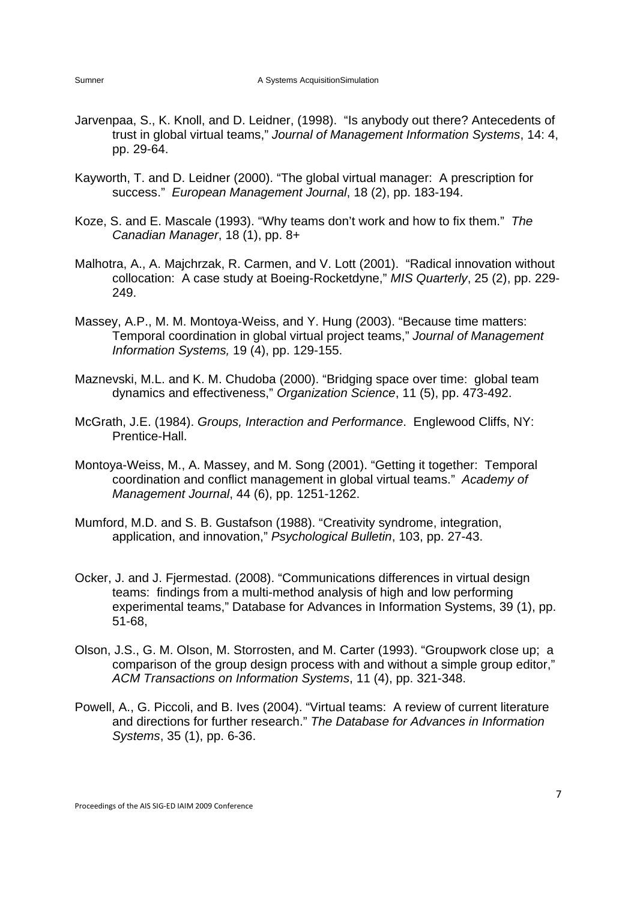Jarvenpaa, S., K. Knoll, and D. Leidner, (1998). "Is anybody out there? Antecedents of trust in global virtual teams," *Journal of Management Information Systems*, 14: 4, pp. 29-64.

Kayworth, T. and D. Leidner (2000). "The global virtual manager: A prescription for success." *European Management Journal*, 18 (2), pp. 183-194.

Koze, S. and E. Mascale (1993). "Why teams don't work and how to fix them." *The Canadian Manager*, 18 (1), pp. 8+

Malhotra, A., A. Majchrzak, R. Carmen, and V. Lott (2001). "Radical innovation without collocation: A case study at Boeing-Rocketdyne," *MIS Quarterly*, 25 (2), pp. 229-249.

Massey, A.P., M. M. Montoya-Weiss, and Y. Hung (2003). "Because time matters: Temporal coordination in global virtual project teams," *Journal of Management Information Systems,* 19 (4), pp. 129-155.

Maznevski, M.L. and K. M. Chudoba (2000). "Bridging space over time: global team dynamics and effectiveness," *Organization Science*, 11 (5), pp. 473-492.

McGrath, J.E. (1984). *Groups, Interaction and Performance*. Englewood Cliffs, NY: Prentice-Hall.

Montoya-Weiss, M., A. Massey, and M. Song (2001). "Getting it together: Temporal coordination and conflict management in global virtual teams." *Academy of Management Journal*, 44 (6), pp. 1251-1262.

Mumford, M.D. and S. B. Gustafson (1988). "Creativity syndrome, integration, application, and innovation," *Psychological Bulletin*, 103, pp. 27-43.

Ocker, J. and J. Fjermestad. (2008). "Communications differences in virtual design teams: findings from a multi-method analysis of high and low performing experimental teams," Database for Advances in Information Systems, 39 (1), pp. 51-68,

Olson, J.S., G. M. Olson, M. Storrosten, and M. Carter (1993). "Groupwork close up; a comparison of the group design process with and without a simple group editor," *ACM Transactions on Information Systems*, 11 (4), pp. 321-348.

Powell, A., G. Piccoli, and B. Ives (2004). "Virtual teams: A review of current literature and directions for further research." *The Database for Advances in Information Systems*, 35 (1), pp. 6-36.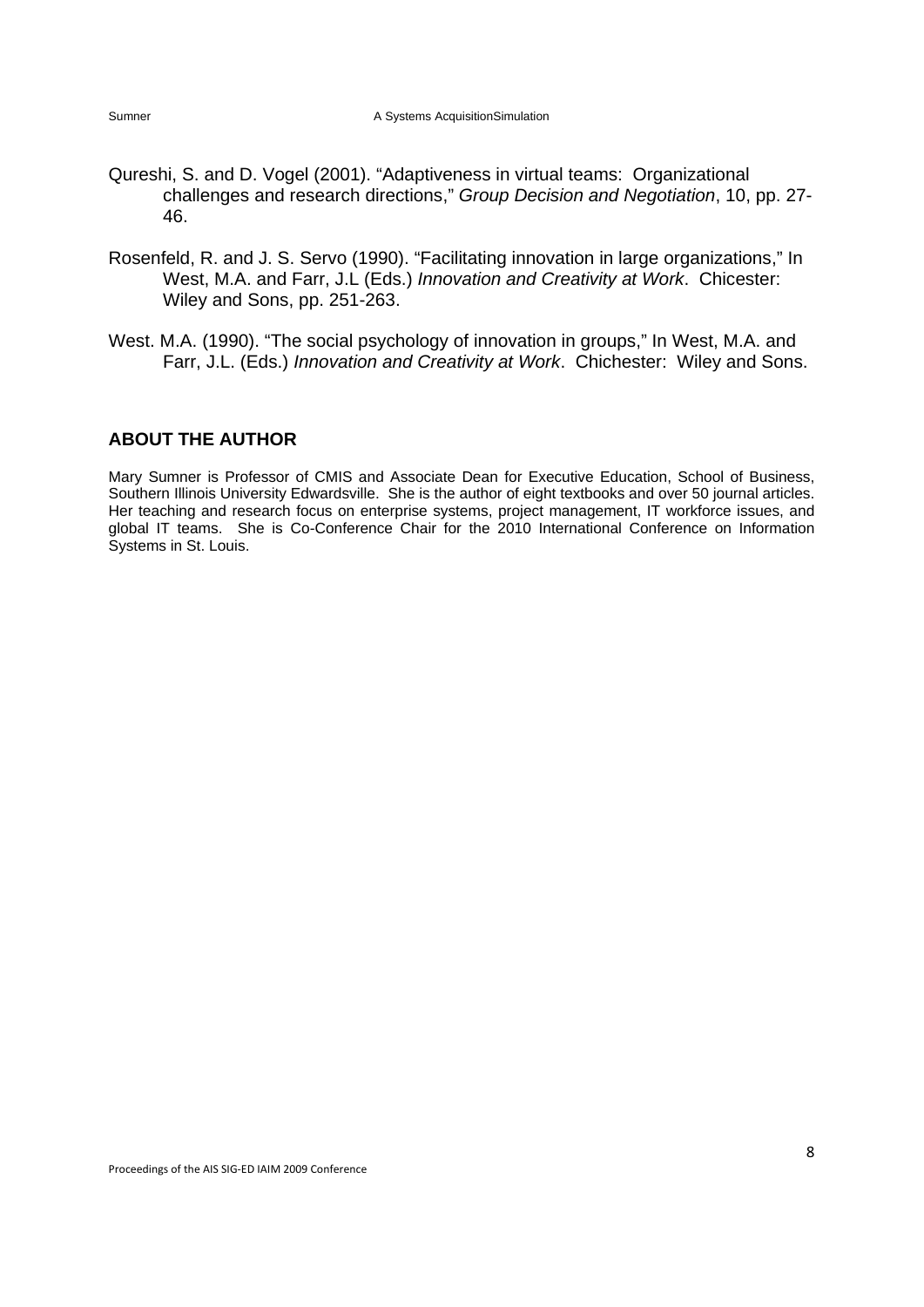Qureshi, S. and D. Vogel (2001). “Adaptiveness in virtual teams: Organizational challenges and research directions,” *Group Decision and Negotiation*, 10, pp. 27-46.

Rosenfeld, R. and J. S. Servo (1990). “Facilitating innovation in large organizations,” In West, M.A. and Farr, J.L (Eds.) *Innovation and Creativity at Work*. Chicester: Wiley and Sons, pp. 251-263.

West. M.A. (1990). “The social psychology of innovation in groups,” In West, M.A. and Farr, J.L. (Eds.) *Innovation and Creativity at Work*. Chichester: Wiley and Sons.

## ABOUT THE AUTHOR

Mary Sumner is Professor of CMIS and Associate Dean for Executive Education, School of Business, Southern Illinois University Edwardsville. She is the author of eight textbooks and over 50 journal articles. Her teaching and research focus on enterprise systems, project management, IT workforce issues, and global IT teams. She is Co-Conference Chair for the 2010 International Conference on Information Systems in St. Louis.